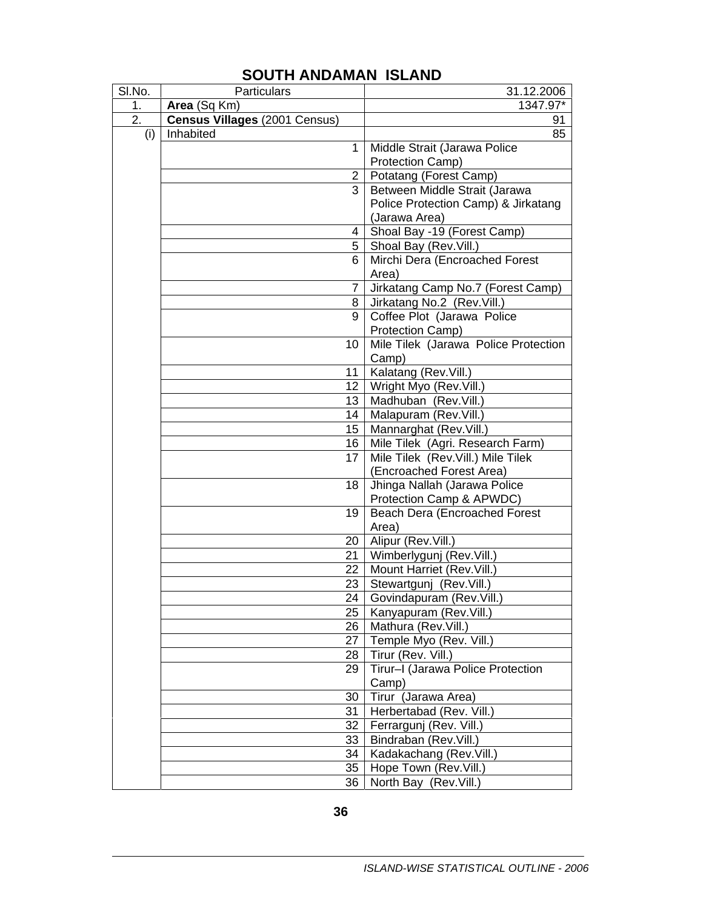# SOUTH ANDAMAN ISLAND

| Sl.No. | Particulars | 31.12.2006 |
|---|---|---|
| 1. | **Area** (Sq Km) | 1347.97* |
| 2. | **Census Villages** (2001 Census) | 91 |
| (i) | Inhabited | 85 |
| | 1 | Middle Strait (Jarawa Police Protection Camp) |
| | 2 | Potatang (Forest Camp) |
| | 3 | Between Middle Strait (Jarawa Police Protection Camp) & Jirkatang (Jarawa Area) |
| | 4 | Shoal Bay -19 (Forest Camp) |
| | 5 | Shoal Bay (Rev.Vill.) |
| | 6 | Mirchi Dera (Encroached Forest Area) |
| | 7 | Jirkatang Camp No.7 (Forest Camp) |
| | 8 | Jirkatang No.2 (Rev.Vill.) |
| | 9 | Coffee Plot (Jarawa Police Protection Camp) |
| | 10 | Mile Tilek (Jarawa Police Protection Camp) |
| | 11 | Kalatang (Rev.Vill.) |
| | 12 | Wright Myo (Rev.Vill.) |
| | 13 | Madhuban (Rev.Vill.) |
| | 14 | Malapuram (Rev.Vill.) |
| | 15 | Mannarghat (Rev.Vill.) |
| | 16 | Mile Tilek (Agri. Research Farm) |
| | 17 | Mile Tilek (Rev.Vill.) Mile Tilek (Encroached Forest Area) |
| | 18 | Jhinga Nallah (Jarawa Police Protection Camp & APWDC) |
| | 19 | Beach Dera (Encroached Forest Area) |
| | 20 | Alipur (Rev.Vill.) |
| | 21 | Wimberlygunj (Rev.Vill.) |
| | 22 | Mount Harriet (Rev.Vill.) |
| | 23 | Stewartgunj (Rev.Vill.) |
| | 24 | Govindapuram (Rev.Vill.) |
| | 25 | Kanyapuram (Rev.Vill.) |
| | 26 | Mathura (Rev.Vill.) |
| | 27 | Temple Myo (Rev. Vill.) |
| | 28 | Tirur (Rev. Vill.) |
| | 29 | Tirur–I (Jarawa Police Protection Camp) |
| | 30 | Tirur (Jarawa Area) |
| | 31 | Herbertabad (Rev. Vill.) |
| | 32 | Ferrargunj (Rev. Vill.) |
| | 33 | Bindraban (Rev.Vill.) |
| | 34 | Kadakachang (Rev.Vill.) |
| | 35 | Hope Town (Rev.Vill.) |
| | 36 | North Bay (Rev.Vill.) |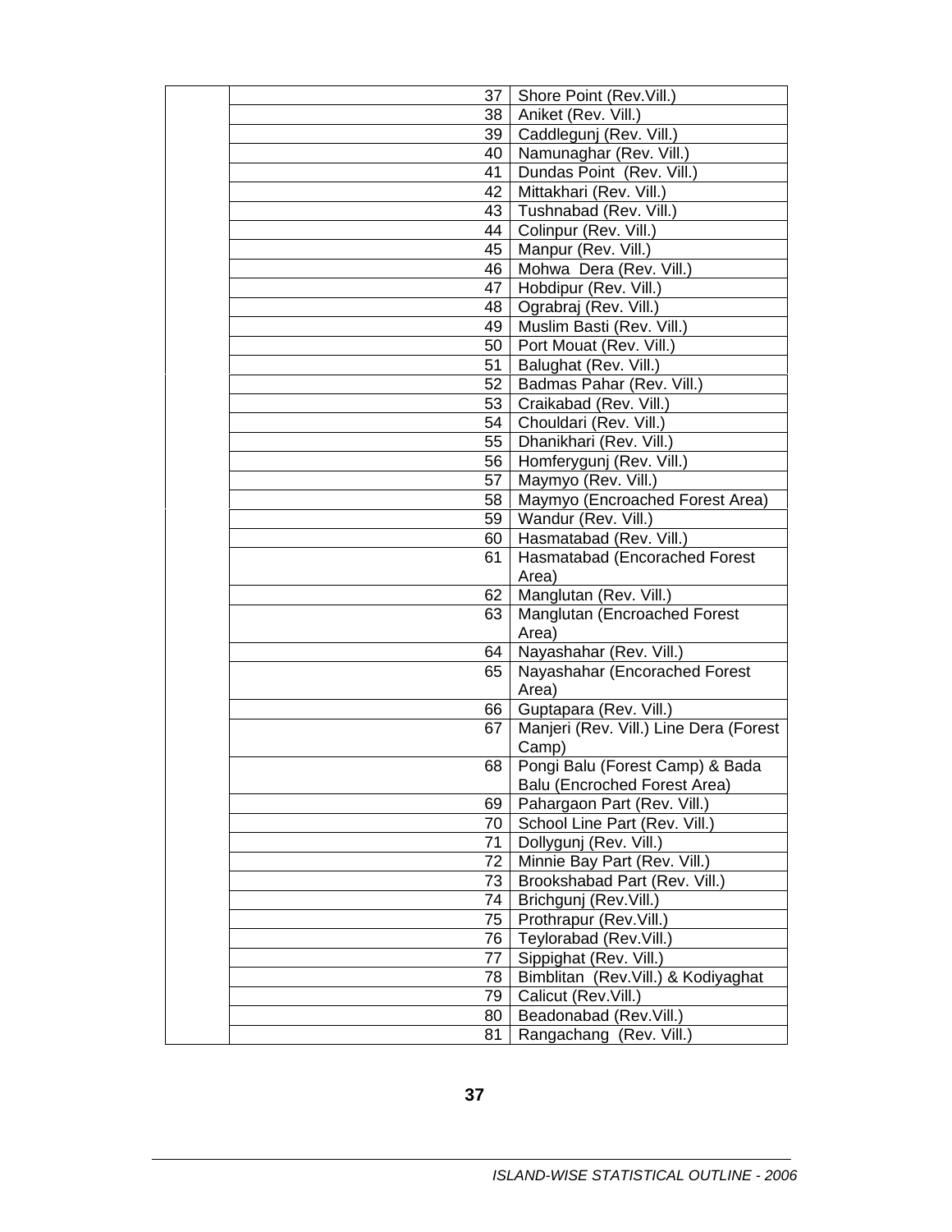|  |  |  |  |
|---|---|---|---|
|  |  | 37 | Shore Point (Rev.Vill.) |
|  |  | 38 | Aniket (Rev. Vill.) |
|  |  | 39 | Caddlegunj (Rev. Vill.) |
|  |  | 40 | Namunaghar (Rev. Vill.) |
|  |  | 41 | Dundas Point (Rev. Vill.) |
|  |  | 42 | Mittakhari (Rev. Vill.) |
|  |  | 43 | Tushnabad (Rev. Vill.) |
|  |  | 44 | Colinpur (Rev. Vill.) |
|  |  | 45 | Manpur (Rev. Vill.) |
|  |  | 46 | Mohwa Dera (Rev. Vill.) |
|  |  | 47 | Hobdipur (Rev. Vill.) |
|  |  | 48 | Ograbraj (Rev. Vill.) |
|  |  | 49 | Muslim Basti (Rev. Vill.) |
|  |  | 50 | Port Mouat (Rev. Vill.) |
|  |  | 51 | Balughat (Rev. Vill.) |
|  |  | 52 | Badmas Pahar (Rev. Vill.) |
|  |  | 53 | Craikabad (Rev. Vill.) |
|  |  | 54 | Chouldari (Rev. Vill.) |
|  |  | 55 | Dhanikhari (Rev. Vill.) |
|  |  | 56 | Homferygunj (Rev. Vill.) |
|  |  | 57 | Maymyo (Rev. Vill.) |
|  |  | 58 | Maymyo (Encroached Forest Area) |
|  |  | 59 | Wandur (Rev. Vill.) |
|  |  | 60 | Hasmatabad (Rev. Vill.) |
|  |  | 61 | Hasmatabad (Encorached Forest Area) |
|  |  | 62 | Manglutan (Rev. Vill.) |
|  |  | 63 | Manglutan (Encroached Forest Area) |
|  |  | 64 | Nayashahar (Rev. Vill.) |
|  |  | 65 | Nayashahar (Encorached Forest Area) |
|  |  | 66 | Guptapara (Rev. Vill.) |
|  |  | 67 | Manjeri (Rev. Vill.) Line Dera (Forest Camp) |
|  |  | 68 | Pongi Balu (Forest Camp) & Bada Balu (Encroched Forest Area) |
|  |  | 69 | Pahargaon Part (Rev. Vill.) |
|  |  | 70 | School Line Part (Rev. Vill.) |
|  |  | 71 | Dollygunj (Rev. Vill.) |
|  |  | 72 | Minnie Bay Part (Rev. Vill.) |
|  |  | 73 | Brookshabad Part (Rev. Vill.) |
|  |  | 74 | Brichgunj (Rev.Vill.) |
|  |  | 75 | Prothrapur (Rev.Vill.) |
|  |  | 76 | Teylorabad (Rev.Vill.) |
|  |  | 77 | Sippighat (Rev. Vill.) |
|  |  | 78 | Bimblitan (Rev.Vill.) & Kodiyaghat |
|  |  | 79 | Calicut (Rev.Vill.) |
|  |  | 80 | Beadonabad (Rev.Vill.) |
|  |  | 81 | Rangachang (Rev. Vill.) |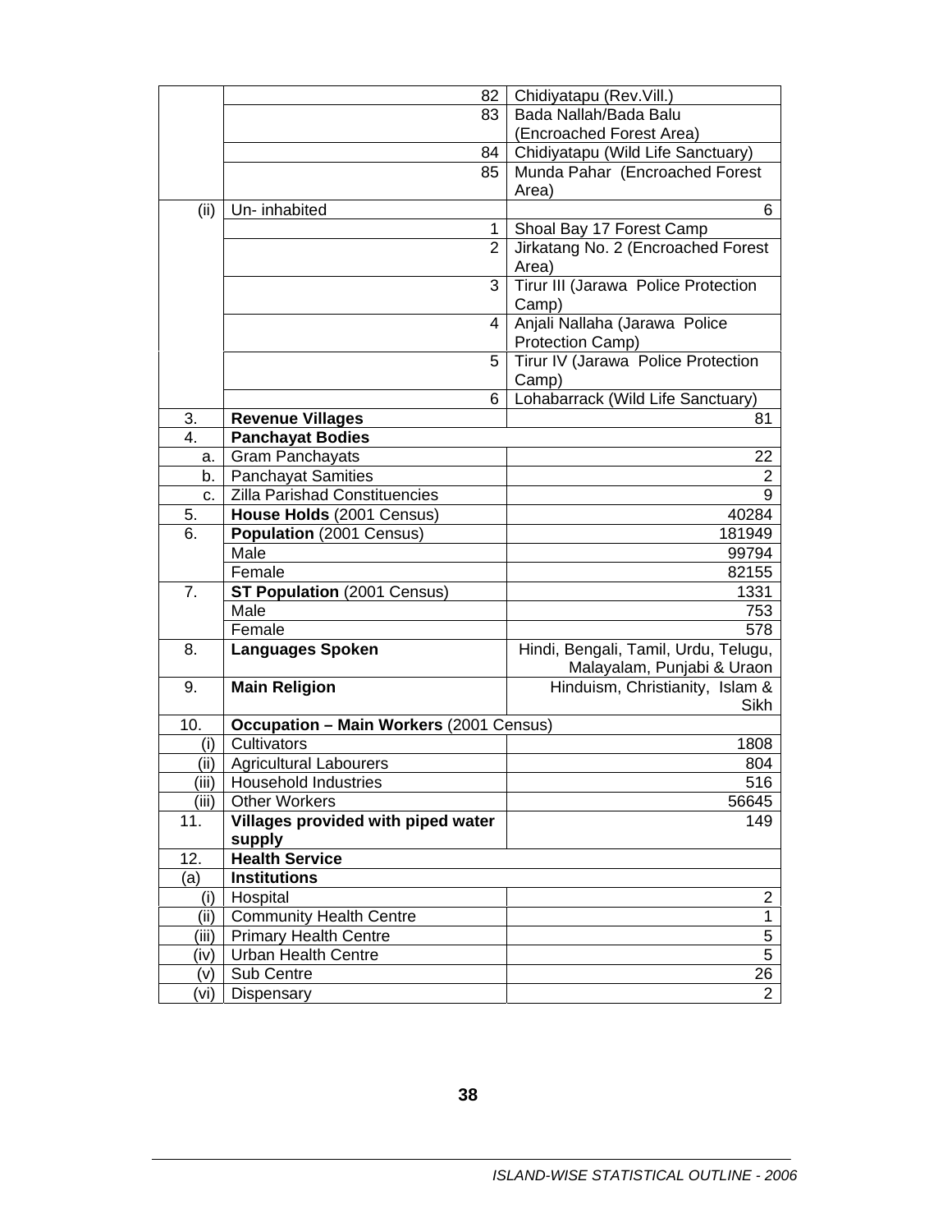| | | |
|---|---|---|
| | 82 | Chidiyatapu (Rev.Vill.) |
| | 83 | Bada Nallah/Bada Balu (Encroached Forest Area) |
| | 84 | Chidiyatapu (Wild Life Sanctuary) |
| | 85 | Munda Pahar (Encroached Forest Area) |
| (ii) | Un- inhabited | 6 |
| | 1 | Shoal Bay 17 Forest Camp |
| | 2 | Jirkatang No. 2 (Encroached Forest Area) |
| | 3 | Tirur III (Jarawa Police Protection Camp) |
| | 4 | Anjali Nallaha (Jarawa Police Protection Camp) |
| | 5 | Tirur IV (Jarawa Police Protection Camp) |
| | 6 | Lohabarrack (Wild Life Sanctuary) |
| 3. | **Revenue Villages** | 81 |
| 4. | **Panchayat Bodies** | |
| a. | Gram Panchayats | 22 |
| b. | Panchayat Samities | 2 |
| c. | Zilla Parishad Constituencies | 9 |
| 5. | **House Holds** (2001 Census) | 40284 |
| 6. | **Population** (2001 Census) | 181949 |
| | Male | 99794 |
| | Female | 82155 |
| 7. | **ST Population** (2001 Census) | 1331 |
| | Male | 753 |
| | Female | 578 |
| 8. | **Languages Spoken** | Hindi, Bengali, Tamil, Urdu, Telugu, Malayalam, Punjabi & Uraon |
| 9. | **Main Religion** | Hinduism, Christianity, Islam & Sikh |
| 10. | **Occupation – Main Workers** (2001 Census) | |
| (i) | Cultivators | 1808 |
| (ii) | Agricultural Labourers | 804 |
| (iii) | Household Industries | 516 |
| (iii) | Other Workers | 56645 |
| 11. | **Villages provided with piped water supply** | 149 |
| 12. | **Health Service** | |
| (a) | **Institutions** | |
| (i) | Hospital | 2 |
| (ii) | Community Health Centre | 1 |
| (iii) | Primary Health Centre | 5 |
| (iv) | Urban Health Centre | 5 |
| (v) | Sub Centre | 26 |
| (vi) | Dispensary | 2 |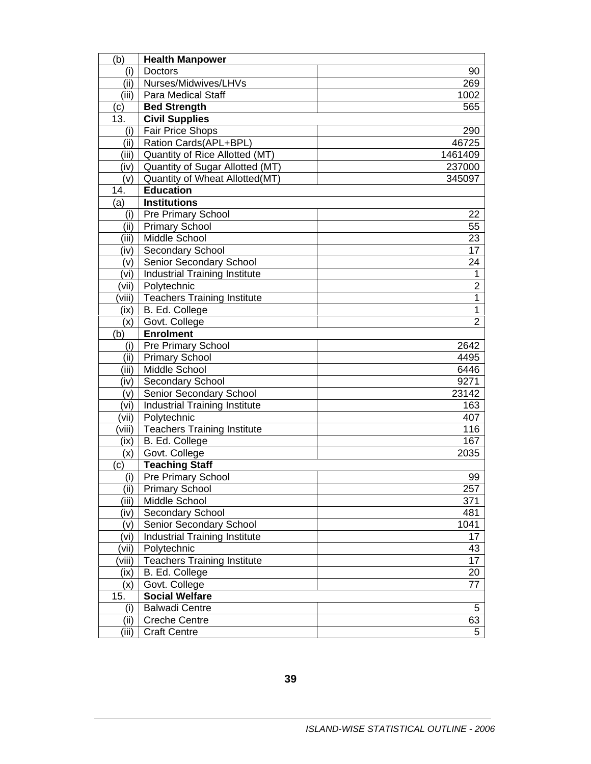| | | |
|---|---|---|
| (b) | **Health Manpower** | |
| (i) | Doctors | 90 |
| (ii) | Nurses/Midwives/LHVs | 269 |
| (iii) | Para Medical Staff | 1002 |
| (c) | **Bed Strength** | 565 |
| 13. | **Civil Supplies** | |
| (i) | Fair Price Shops | 290 |
| (ii) | Ration Cards(APL+BPL) | 46725 |
| (iii) | Quantity of Rice Allotted (MT) | 1461409 |
| (iv) | Quantity of Sugar Allotted (MT) | 237000 |
| (v) | Quantity of Wheat Allotted(MT) | 345097 |
| 14. | **Education** | |
| (a) | **Institutions** | |
| (i) | Pre Primary School | 22 |
| (ii) | Primary School | 55 |
| (iii) | Middle School | 23 |
| (iv) | Secondary School | 17 |
| (v) | Senior Secondary School | 24 |
| (vi) | Industrial Training Institute | 1 |
| (vii) | Polytechnic | 2 |
| (viii) | Teachers Training Institute | 1 |
| (ix) | B. Ed. College | 1 |
| (x) | Govt. College | 2 |
| (b) | **Enrolment** | |
| (i) | Pre Primary School | 2642 |
| (ii) | Primary School | 4495 |
| (iii) | Middle School | 6446 |
| (iv) | Secondary School | 9271 |
| (v) | Senior Secondary School | 23142 |
| (vi) | Industrial Training Institute | 163 |
| (vii) | Polytechnic | 407 |
| (viii) | Teachers Training Institute | 116 |
| (ix) | B. Ed. College | 167 |
| (x) | Govt. College | 2035 |
| (c) | **Teaching Staff** | |
| (i) | Pre Primary School | 99 |
| (ii) | Primary School | 257 |
| (iii) | Middle School | 371 |
| (iv) | Secondary School | 481 |
| (v) | Senior Secondary School | 1041 |
| (vi) | Industrial Training Institute | 17 |
| (vii) | Polytechnic | 43 |
| (viii) | Teachers Training Institute | 17 |
| (ix) | B. Ed. College | 20 |
| (x) | Govt. College | 77 |
| 15. | **Social Welfare** | |
| (i) | Balwadi Centre | 5 |
| (ii) | Creche Centre | 63 |
| (iii) | Craft Centre | 5 |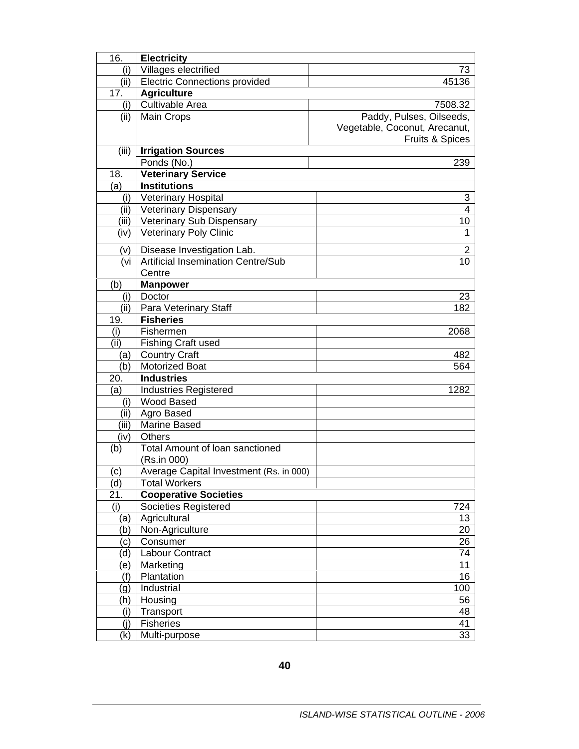| | | |
|---|---|---|
| 16. | **Electricity** | |
| (i) | Villages electrified | 73 |
| (ii) | Electric Connections provided | 45136 |
| 17. | **Agriculture** | |
| (i) | Cultivable Area | 7508.32 |
| (ii) | Main Crops | Paddy, Pulses, Oilseeds, Vegetable, Coconut, Arecanut, Fruits & Spices |
| (iii) | **Irrigation Sources** | |
| | Ponds (No.) | 239 |
| 18. | **Veterinary Service** | |
| (a) | **Institutions** | |
| (i) | Veterinary Hospital | 3 |
| (ii) | Veterinary Dispensary | 4 |
| (iii) | Veterinary Sub Dispensary | 10 |
| (iv) | Veterinary Poly Clinic | 1 |
| (v) | Disease Investigation Lab. | 2 |
| (vi | Artificial Insemination Centre/Sub Centre | 10 |
| (b) | **Manpower** | |
| (i) | Doctor | 23 |
| (ii) | Para Veterinary Staff | 182 |
| 19. | **Fisheries** | |
| (i) | Fishermen | 2068 |
| (ii) | Fishing Craft used | |
| (a) | Country Craft | 482 |
| (b) | Motorized Boat | 564 |
| 20. | **Industries** | |
| (a) | Industries Registered | 1282 |
| (i) | Wood Based | |
| (ii) | Agro Based | |
| (iii) | Marine Based | |
| (iv) | Others | |
| (b) | Total Amount of loan sanctioned (Rs.in 000) | |
| (c) | Average Capital Investment (Rs. in 000) | |
| (d) | Total Workers | |
| 21. | **Cooperative Societies** | |
| (i) | Societies Registered | 724 |
| (a) | Agricultural | 13 |
| (b) | Non-Agriculture | 20 |
| (c) | Consumer | 26 |
| (d) | Labour Contract | 74 |
| (e) | Marketing | 11 |
| (f) | Plantation | 16 |
| (g) | Industrial | 100 |
| (h) | Housing | 56 |
| (i) | Transport | 48 |
| (j) | Fisheries | 41 |
| (k) | Multi-purpose | 33 |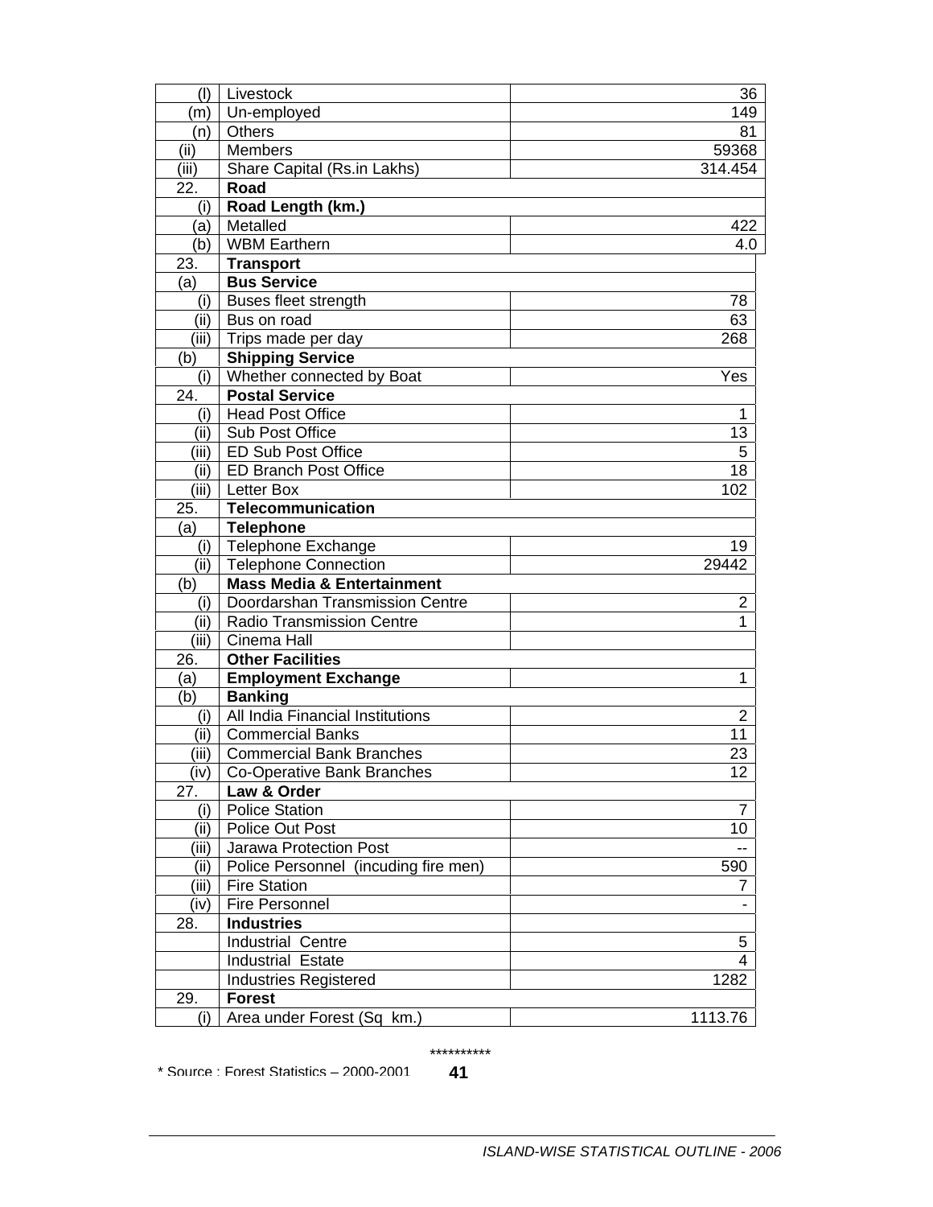| | | |
|---|---|---|
| (l) | Livestock | 36 |
| (m) | Un-employed | 149 |
| (n) | Others | 81 |
| (ii) | Members | 59368 |
| (iii) | Share Capital (Rs.in Lakhs) | 314.454 |
| 22. | **Road** | |
| (i) | **Road Length (km.)** | |
| (a) | Metalled | 422 |
| (b) | WBM Earthern | 4.0 |
| 23. | **Transport** | |
| (a) | **Bus Service** | |
| (i) | Buses fleet strength | 78 |
| (ii) | Bus on road | 63 |
| (iii) | Trips made per day | 268 |
| (b) | **Shipping Service** | |
| (i) | Whether connected by Boat | Yes |
| 24. | **Postal Service** | |
| (i) | Head Post Office | 1 |
| (ii) | Sub Post Office | 13 |
| (iii) | ED Sub Post Office | 5 |
| (ii) | ED Branch Post Office | 18 |
| (iii) | Letter Box | 102 |
| 25. | **Telecommunication** | |
| (a) | **Telephone** | |
| (i) | Telephone Exchange | 19 |
| (ii) | Telephone Connection | 29442 |
| (b) | **Mass Media & Entertainment** | |
| (i) | Doordarshan Transmission Centre | 2 |
| (ii) | Radio Transmission Centre | 1 |
| (iii) | Cinema Hall | |
| 26. | **Other Facilities** | |
| (a) | **Employment Exchange** | 1 |
| (b) | **Banking** | |
| (i) | All India Financial Institutions | 2 |
| (ii) | Commercial Banks | 11 |
| (iii) | Commercial Bank Branches | 23 |
| (iv) | Co-Operative Bank Branches | 12 |
| 27. | **Law & Order** | |
| (i) | Police Station | 7 |
| (ii) | Police Out Post | 10 |
| (iii) | Jarawa Protection Post | -- |
| (ii) | Police Personnel (incuding fire men) | 590 |
| (iii) | Fire Station | 7 |
| (iv) | Fire Personnel | - |
| 28. | **Industries** | |
| | Industrial Centre | 5 |
| | Industrial Estate | 4 |
| | Industries Registered | 1282 |
| 29. | **Forest** | |
| (i) | Area under Forest (Sq km.) | 1113.76 |

**********

* Source : Forest Statistics – 2000-2001